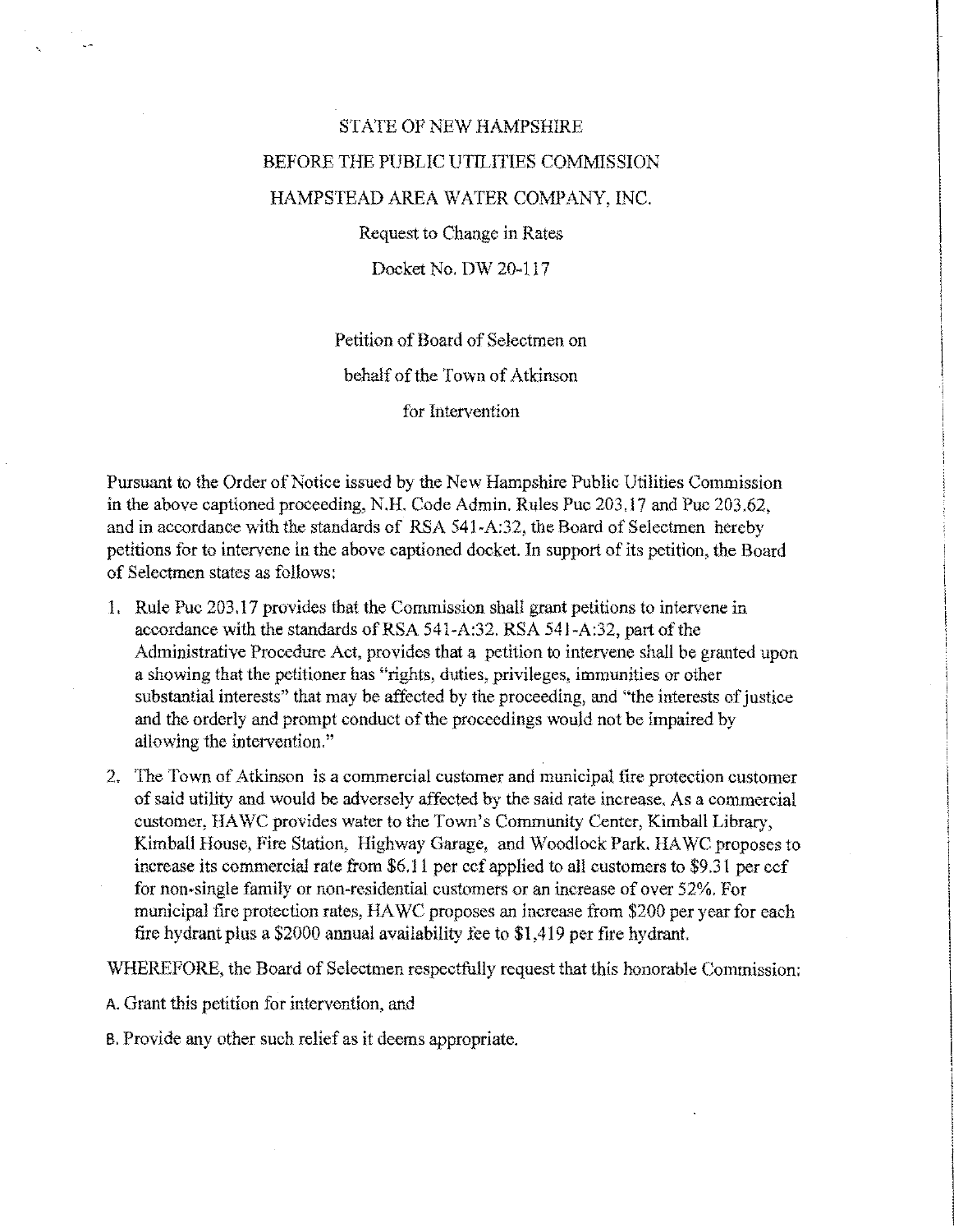STATE OF NEW HAMPSHIRE

BEFORE THE PUBLIC UTILITIES COMMISSION

HAMPSTEAD AREA WATER COMPANY, INC.

Request to Change in Rates

Docket No. DW 20-117

Petition of Board of Selectmen on

behalf of the Town of Atkinson

for Intervention

Pursuant to the Order of Notice issued by the New Hampshire Public Utilities Commission in the above captioned proceeding, N.H. Code Admin. Rules Puc 203.17 and Puc 203.62, and in accordance with the standards of RSA 541-A:32, the Board of Selectmen hereby petitions for to intervene in the above captioned docket. In support of its petition, the Board of Selectmen states as follows:

1. Rule Puc 203.17 provides that the Commission shall grant petitions to intervene in accordance with the standards of RSA 541-A:32. RSA 541-A:32, part of the Administrative Procedure Act, provides that a petition to intervene shall be granted upon a showing that the petitioner has "rights, duties, privileges, immunities or other substantial interests" that may be affected by the proceeding, and "the interests of justice and the orderly and prompt conduct of the proceedings would not be impaired by allowing the intervention."
2. The Town of Atkinson is a commercial customer and municipal fire protection customer of said utility and would be adversely affected by the said rate increase. As a commercial customer, HAWC provides water to the Town's Community Center, Kimball Library, Kimball House, Fire Station, Highway Garage, and Woodlock Park. HAWC proposes to increase its commercial rate from $6.11 per ccf applied to all customers to $9.31 per ccf for non-single family or non-residential customers or an increase of over 52%. For municipal fire protection rates, HAWC proposes an increase from $200 per year for each fire hydrant plus a $2000 annual availability fee to $1,419 per fire hydrant.

WHEREFORE, the Board of Selectmen respectfully request that this honorable Commission:

A. Grant this petition for intervention, and

B. Provide any other such relief as it deems appropriate.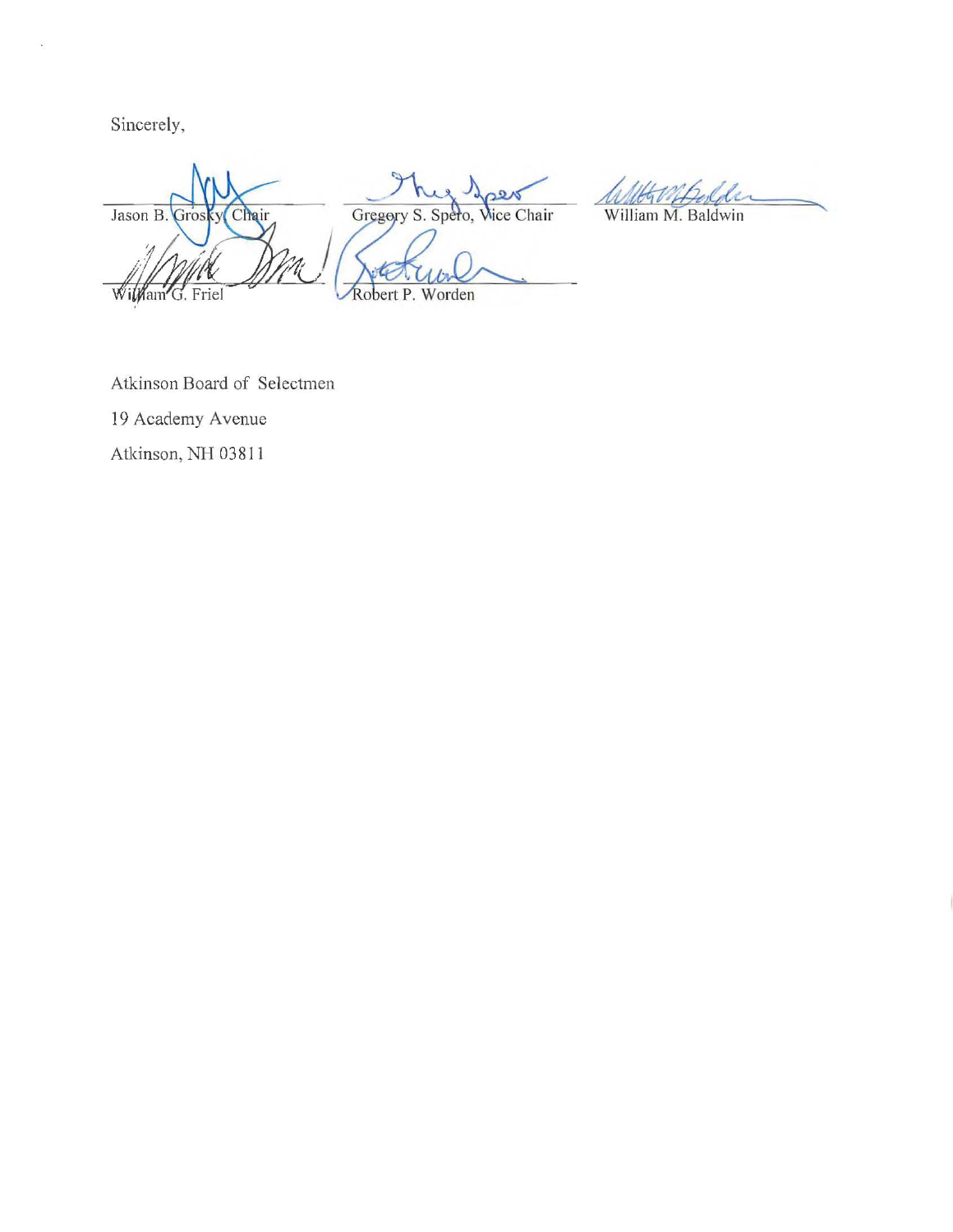Sincerely,

Jason B. Grosky, Chair

Gregory S. Spero, Vice Chair

William M. Baldwin

William G. Friel

Robert P. Worden

Atkinson Board of Selectmen

19 Academy Avenue

Atkinson, NH 03811